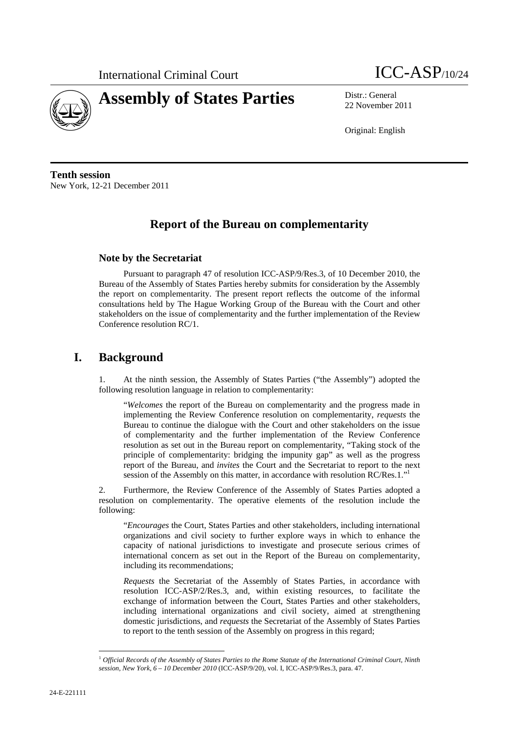International Criminal Court

# Assembly of States Parties

ICC-ASP/10/24

Distr.: General
22 November 2011

Original: English

**Tenth session**
New York, 12-21 December 2011

## Report of the Bureau on complementarity

### Note by the Secretariat

Pursuant to paragraph 47 of resolution ICC-ASP/9/Res.3, of 10 December 2010, the Bureau of the Assembly of States Parties hereby submits for consideration by the Assembly the report on complementarity. The present report reflects the outcome of the informal consultations held by The Hague Working Group of the Bureau with the Court and other stakeholders on the issue of complementarity and the further implementation of the Review Conference resolution RC/1.

## I. Background

1. At the ninth session, the Assembly of States Parties ("the Assembly") adopted the following resolution language in relation to complementarity:

> "*Welcomes* the report of the Bureau on complementarity and the progress made in implementing the Review Conference resolution on complementarity, *requests* the Bureau to continue the dialogue with the Court and other stakeholders on the issue of complementarity and the further implementation of the Review Conference resolution as set out in the Bureau report on complementarity, "Taking stock of the principle of complementarity: bridging the impunity gap" as well as the progress report of the Bureau, and *invites* the Court and the Secretariat to report to the next session of the Assembly on this matter, in accordance with resolution RC/Res.1."[1]

2. Furthermore, the Review Conference of the Assembly of States Parties adopted a resolution on complementarity. The operative elements of the resolution include the following:

> "*Encourages* the Court, States Parties and other stakeholders, including international organizations and civil society to further explore ways in which to enhance the capacity of national jurisdictions to investigate and prosecute serious crimes of international concern as set out in the Report of the Bureau on complementarity, including its recommendations;
>
> *Requests* the Secretariat of the Assembly of States Parties, in accordance with resolution ICC-ASP/2/Res.3, and, within existing resources, to facilitate the exchange of information between the Court, States Parties and other stakeholders, including international organizations and civil society, aimed at strengthening domestic jurisdictions, and *requests* the Secretariat of the Assembly of States Parties to report to the tenth session of the Assembly on progress in this regard;

[1] *Official Records of the Assembly of States Parties to the Rome Statute of the International Criminal Court, Ninth session, New York, 6 – 10 December 2010* (ICC-ASP/9/20), vol. I, ICC-ASP/9/Res.3, para. 47.

24-E-221111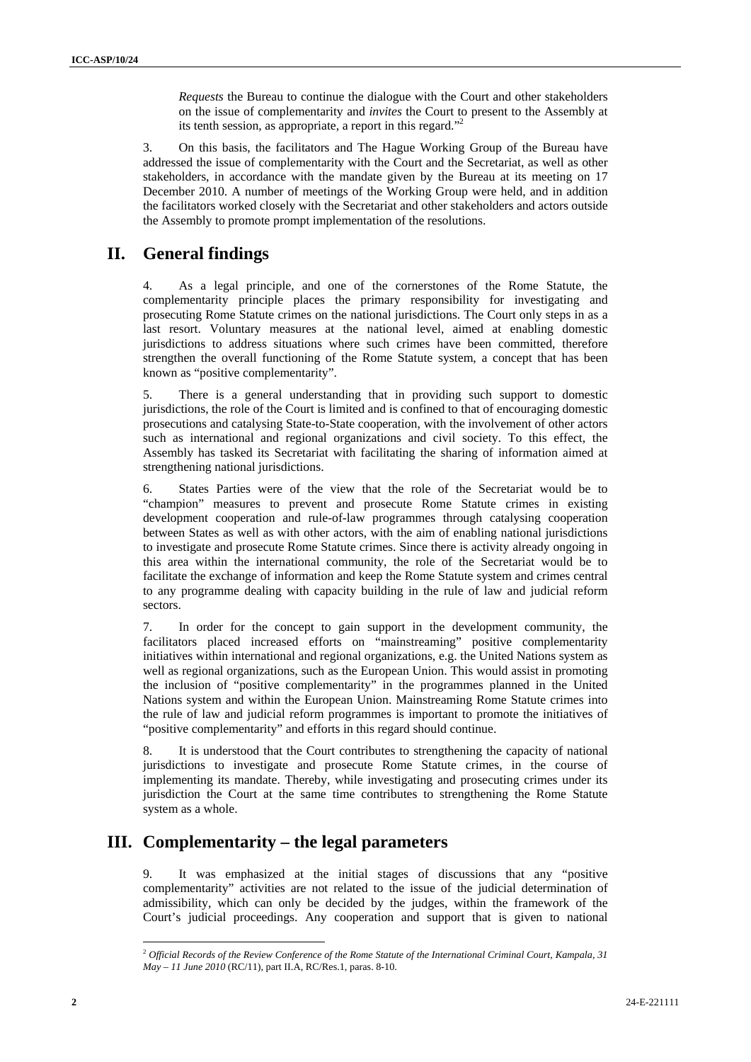*Requests* the Bureau to continue the dialogue with the Court and other stakeholders on the issue of complementarity and *invites* the Court to present to the Assembly at its tenth session, as appropriate, a report in this regard."[2]

3. On this basis, the facilitators and The Hague Working Group of the Bureau have addressed the issue of complementarity with the Court and the Secretariat, as well as other stakeholders, in accordance with the mandate given by the Bureau at its meeting on 17 December 2010. A number of meetings of the Working Group were held, and in addition the facilitators worked closely with the Secretariat and other stakeholders and actors outside the Assembly to promote prompt implementation of the resolutions.

## II. General findings

4. As a legal principle, and one of the cornerstones of the Rome Statute, the complementarity principle places the primary responsibility for investigating and prosecuting Rome Statute crimes on the national jurisdictions. The Court only steps in as a last resort. Voluntary measures at the national level, aimed at enabling domestic jurisdictions to address situations where such crimes have been committed, therefore strengthen the overall functioning of the Rome Statute system, a concept that has been known as "positive complementarity".

5. There is a general understanding that in providing such support to domestic jurisdictions, the role of the Court is limited and is confined to that of encouraging domestic prosecutions and catalysing State-to-State cooperation, with the involvement of other actors such as international and regional organizations and civil society. To this effect, the Assembly has tasked its Secretariat with facilitating the sharing of information aimed at strengthening national jurisdictions.

6. States Parties were of the view that the role of the Secretariat would be to "champion" measures to prevent and prosecute Rome Statute crimes in existing development cooperation and rule-of-law programmes through catalysing cooperation between States as well as with other actors, with the aim of enabling national jurisdictions to investigate and prosecute Rome Statute crimes. Since there is activity already ongoing in this area within the international community, the role of the Secretariat would be to facilitate the exchange of information and keep the Rome Statute system and crimes central to any programme dealing with capacity building in the rule of law and judicial reform sectors.

7. In order for the concept to gain support in the development community, the facilitators placed increased efforts on "mainstreaming" positive complementarity initiatives within international and regional organizations, e.g. the United Nations system as well as regional organizations, such as the European Union. This would assist in promoting the inclusion of "positive complementarity" in the programmes planned in the United Nations system and within the European Union. Mainstreaming Rome Statute crimes into the rule of law and judicial reform programmes is important to promote the initiatives of "positive complementarity" and efforts in this regard should continue.

8. It is understood that the Court contributes to strengthening the capacity of national jurisdictions to investigate and prosecute Rome Statute crimes, in the course of implementing its mandate. Thereby, while investigating and prosecuting crimes under its jurisdiction the Court at the same time contributes to strengthening the Rome Statute system as a whole.

## III. Complementarity – the legal parameters

9. It was emphasized at the initial stages of discussions that any "positive complementarity" activities are not related to the issue of the judicial determination of admissibility, which can only be decided by the judges, within the framework of the Court's judicial proceedings. Any cooperation and support that is given to national

---

[2] *Official Records of the Review Conference of the Rome Statute of the International Criminal Court, Kampala, 31 May – 11 June 2010* (RC/11), part II.A, RC/Res.1, paras. 8-10.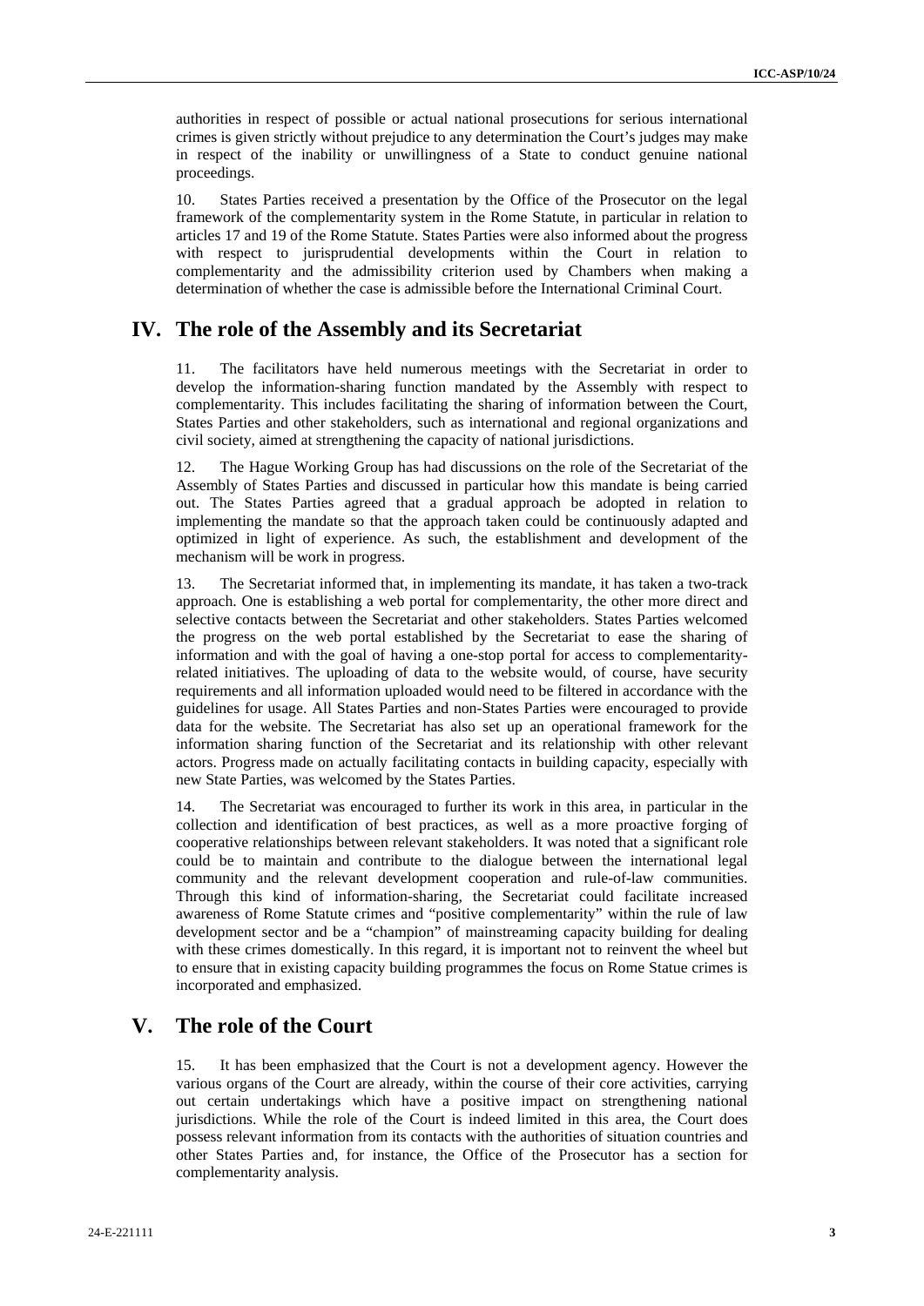authorities in respect of possible or actual national prosecutions for serious international crimes is given strictly without prejudice to any determination the Court's judges may make in respect of the inability or unwillingness of a State to conduct genuine national proceedings.

10. States Parties received a presentation by the Office of the Prosecutor on the legal framework of the complementarity system in the Rome Statute, in particular in relation to articles 17 and 19 of the Rome Statute. States Parties were also informed about the progress with respect to jurisprudential developments within the Court in relation to complementarity and the admissibility criterion used by Chambers when making a determination of whether the case is admissible before the International Criminal Court.

## IV. The role of the Assembly and its Secretariat

11. The facilitators have held numerous meetings with the Secretariat in order to develop the information-sharing function mandated by the Assembly with respect to complementarity. This includes facilitating the sharing of information between the Court, States Parties and other stakeholders, such as international and regional organizations and civil society, aimed at strengthening the capacity of national jurisdictions.

12. The Hague Working Group has had discussions on the role of the Secretariat of the Assembly of States Parties and discussed in particular how this mandate is being carried out. The States Parties agreed that a gradual approach be adopted in relation to implementing the mandate so that the approach taken could be continuously adapted and optimized in light of experience. As such, the establishment and development of the mechanism will be work in progress.

13. The Secretariat informed that, in implementing its mandate, it has taken a two-track approach. One is establishing a web portal for complementarity, the other more direct and selective contacts between the Secretariat and other stakeholders. States Parties welcomed the progress on the web portal established by the Secretariat to ease the sharing of information and with the goal of having a one-stop portal for access to complementarity-related initiatives. The uploading of data to the website would, of course, have security requirements and all information uploaded would need to be filtered in accordance with the guidelines for usage. All States Parties and non-States Parties were encouraged to provide data for the website. The Secretariat has also set up an operational framework for the information sharing function of the Secretariat and its relationship with other relevant actors. Progress made on actually facilitating contacts in building capacity, especially with new State Parties, was welcomed by the States Parties.

14. The Secretariat was encouraged to further its work in this area, in particular in the collection and identification of best practices, as well as a more proactive forging of cooperative relationships between relevant stakeholders. It was noted that a significant role could be to maintain and contribute to the dialogue between the international legal community and the relevant development cooperation and rule-of-law communities. Through this kind of information-sharing, the Secretariat could facilitate increased awareness of Rome Statute crimes and "positive complementarity" within the rule of law development sector and be a "champion" of mainstreaming capacity building for dealing with these crimes domestically. In this regard, it is important not to reinvent the wheel but to ensure that in existing capacity building programmes the focus on Rome Statue crimes is incorporated and emphasized.

## V. The role of the Court

15. It has been emphasized that the Court is not a development agency. However the various organs of the Court are already, within the course of their core activities, carrying out certain undertakings which have a positive impact on strengthening national jurisdictions. While the role of the Court is indeed limited in this area, the Court does possess relevant information from its contacts with the authorities of situation countries and other States Parties and, for instance, the Office of the Prosecutor has a section for complementarity analysis.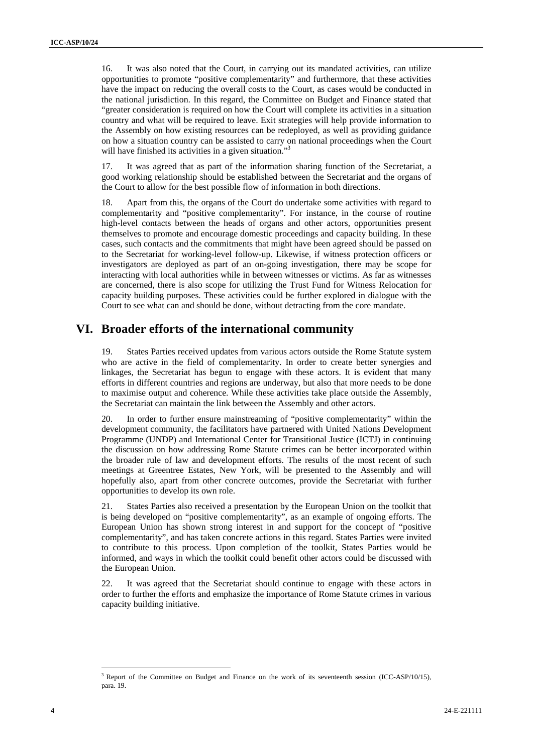16. It was also noted that the Court, in carrying out its mandated activities, can utilize opportunities to promote "positive complementarity" and furthermore, that these activities have the impact on reducing the overall costs to the Court, as cases would be conducted in the national jurisdiction. In this regard, the Committee on Budget and Finance stated that "greater consideration is required on how the Court will complete its activities in a situation country and what will be required to leave. Exit strategies will help provide information to the Assembly on how existing resources can be redeployed, as well as providing guidance on how a situation country can be assisted to carry on national proceedings when the Court will have finished its activities in a given situation."[3]

17. It was agreed that as part of the information sharing function of the Secretariat, a good working relationship should be established between the Secretariat and the organs of the Court to allow for the best possible flow of information in both directions.

18. Apart from this, the organs of the Court do undertake some activities with regard to complementarity and "positive complementarity". For instance, in the course of routine high-level contacts between the heads of organs and other actors, opportunities present themselves to promote and encourage domestic proceedings and capacity building. In these cases, such contacts and the commitments that might have been agreed should be passed on to the Secretariat for working-level follow-up. Likewise, if witness protection officers or investigators are deployed as part of an on-going investigation, there may be scope for interacting with local authorities while in between witnesses or victims. As far as witnesses are concerned, there is also scope for utilizing the Trust Fund for Witness Relocation for capacity building purposes. These activities could be further explored in dialogue with the Court to see what can and should be done, without detracting from the core mandate.

## VI. Broader efforts of the international community

19. States Parties received updates from various actors outside the Rome Statute system who are active in the field of complementarity. In order to create better synergies and linkages, the Secretariat has begun to engage with these actors. It is evident that many efforts in different countries and regions are underway, but also that more needs to be done to maximise output and coherence. While these activities take place outside the Assembly, the Secretariat can maintain the link between the Assembly and other actors.

20. In order to further ensure mainstreaming of "positive complementarity" within the development community, the facilitators have partnered with United Nations Development Programme (UNDP) and International Center for Transitional Justice (ICTJ) in continuing the discussion on how addressing Rome Statute crimes can be better incorporated within the broader rule of law and development efforts. The results of the most recent of such meetings at Greentree Estates, New York, will be presented to the Assembly and will hopefully also, apart from other concrete outcomes, provide the Secretariat with further opportunities to develop its own role.

21. States Parties also received a presentation by the European Union on the toolkit that is being developed on "positive complementarity", as an example of ongoing efforts. The European Union has shown strong interest in and support for the concept of "positive complementarity", and has taken concrete actions in this regard. States Parties were invited to contribute to this process. Upon completion of the toolkit, States Parties would be informed, and ways in which the toolkit could benefit other actors could be discussed with the European Union.

22. It was agreed that the Secretariat should continue to engage with these actors in order to further the efforts and emphasize the importance of Rome Statute crimes in various capacity building initiative.

---

[3] Report of the Committee on Budget and Finance on the work of its seventeenth session (ICC-ASP/10/15), para. 19.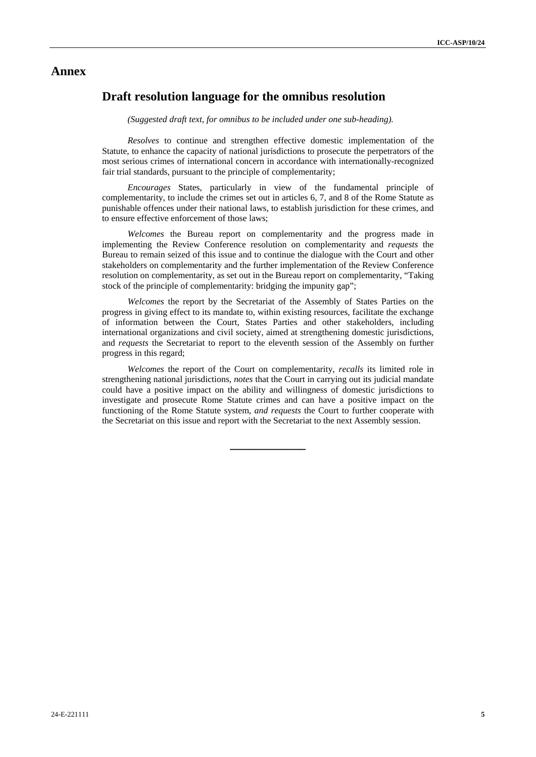# Annex

## Draft resolution language for the omnibus resolution

*(Suggested draft text, for omnibus to be included under one sub-heading).*

*Resolves* to continue and strengthen effective domestic implementation of the Statute, to enhance the capacity of national jurisdictions to prosecute the perpetrators of the most serious crimes of international concern in accordance with internationally-recognized fair trial standards, pursuant to the principle of complementarity;

*Encourages* States, particularly in view of the fundamental principle of complementarity, to include the crimes set out in articles 6, 7, and 8 of the Rome Statute as punishable offences under their national laws, to establish jurisdiction for these crimes, and to ensure effective enforcement of those laws;

*Welcomes* the Bureau report on complementarity and the progress made in implementing the Review Conference resolution on complementarity and *requests* the Bureau to remain seized of this issue and to continue the dialogue with the Court and other stakeholders on complementarity and the further implementation of the Review Conference resolution on complementarity, as set out in the Bureau report on complementarity, "Taking stock of the principle of complementarity: bridging the impunity gap";

*Welcomes* the report by the Secretariat of the Assembly of States Parties on the progress in giving effect to its mandate to, within existing resources, facilitate the exchange of information between the Court, States Parties and other stakeholders, including international organizations and civil society, aimed at strengthening domestic jurisdictions, and *requests* the Secretariat to report to the eleventh session of the Assembly on further progress in this regard;

*Welcomes* the report of the Court on complementarity, *recalls* its limited role in strengthening national jurisdictions, *notes* that the Court in carrying out its judicial mandate could have a positive impact on the ability and willingness of domestic jurisdictions to investigate and prosecute Rome Statute crimes and can have a positive impact on the functioning of the Rome Statute system, *and requests* the Court to further cooperate with the Secretariat on this issue and report with the Secretariat to the next Assembly session.